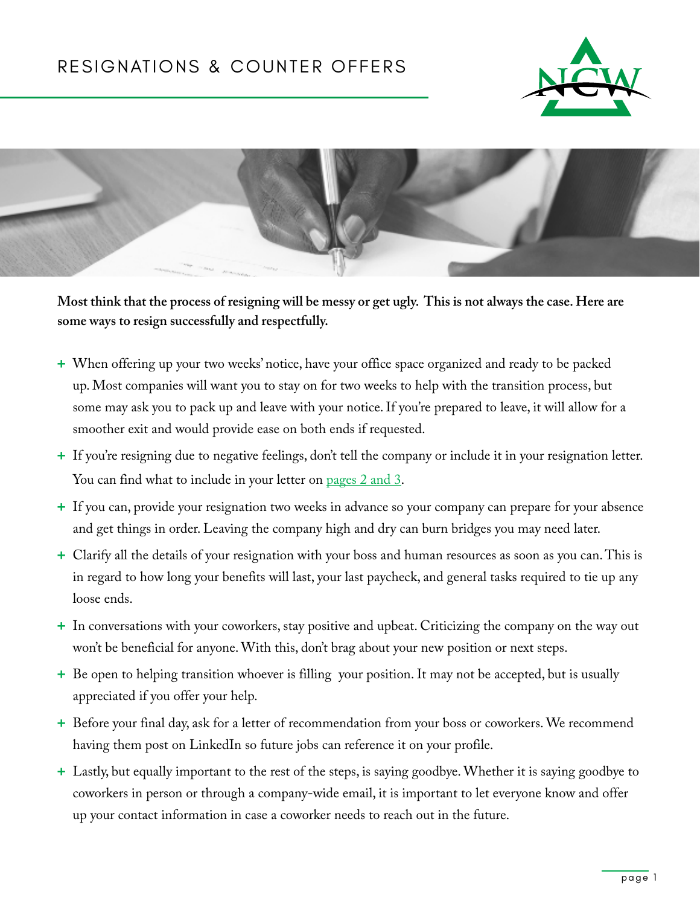# RESIGNATIONS & COUNTER OFFERS

**Most think that the process of resigning will be messy or get ugly. This is not always the case. Here are some ways to resign successfully and respectfully.**

- When offering up your two weeks' notice, have your office space organized and ready to be packed up. Most companies will want you to stay on for two weeks to help with the transition process, but some may ask you to pack up and leave with your notice. If you're prepared to leave, it will allow for a smoother exit and would provide ease on both ends if requested.
- If you're resigning due to negative feelings, don't tell the company or include it in your resignation letter. You can find what to include in your letter on pages 2 and 3.
- If you can, provide your resignation two weeks in advance so your company can prepare for your absence and get things in order. Leaving the company high and dry can burn bridges you may need later.
- Clarify all the details of your resignation with your boss and human resources as soon as you can. This is in regard to how long your benefits will last, your last paycheck, and general tasks required to tie up any loose ends.
- In conversations with your coworkers, stay positive and upbeat. Criticizing the company on the way out won't be beneficial for anyone. With this, don't brag about your new position or next steps.
- Be open to helping transition whoever is filling your position. It may not be accepted, but is usually appreciated if you offer your help.
- Before your final day, ask for a letter of recommendation from your boss or coworkers. We recommend having them post on LinkedIn so future jobs can reference it on your profile.
- Lastly, but equally important to the rest of the steps, is saying goodbye. Whether it is saying goodbye to coworkers in person or through a company-wide email, it is important to let everyone know and offer up your contact information in case a coworker needs to reach out in the future.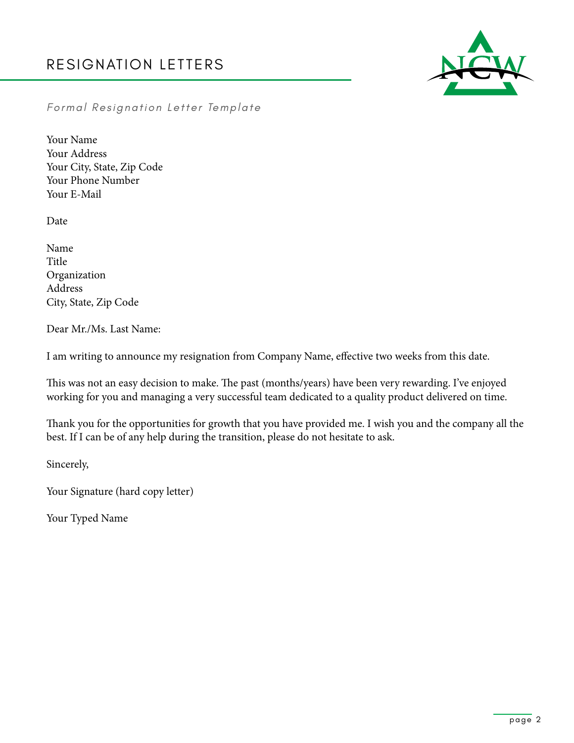# RESIGNATION LETTERS

*Formal Resignation Letter Template*

Your Name
Your Address
Your City, State, Zip Code
Your Phone Number
Your E-Mail

Date

Name
Title
Organization
Address
City, State, Zip Code

Dear Mr./Ms. Last Name:

I am writing to announce my resignation from Company Name, effective two weeks from this date.

This was not an easy decision to make. The past (months/years) have been very rewarding. I've enjoyed working for you and managing a very successful team dedicated to a quality product delivered on time.

Thank you for the opportunities for growth that you have provided me. I wish you and the company all the best. If I can be of any help during the transition, please do not hesitate to ask.

Sincerely,

Your Signature (hard copy letter)

Your Typed Name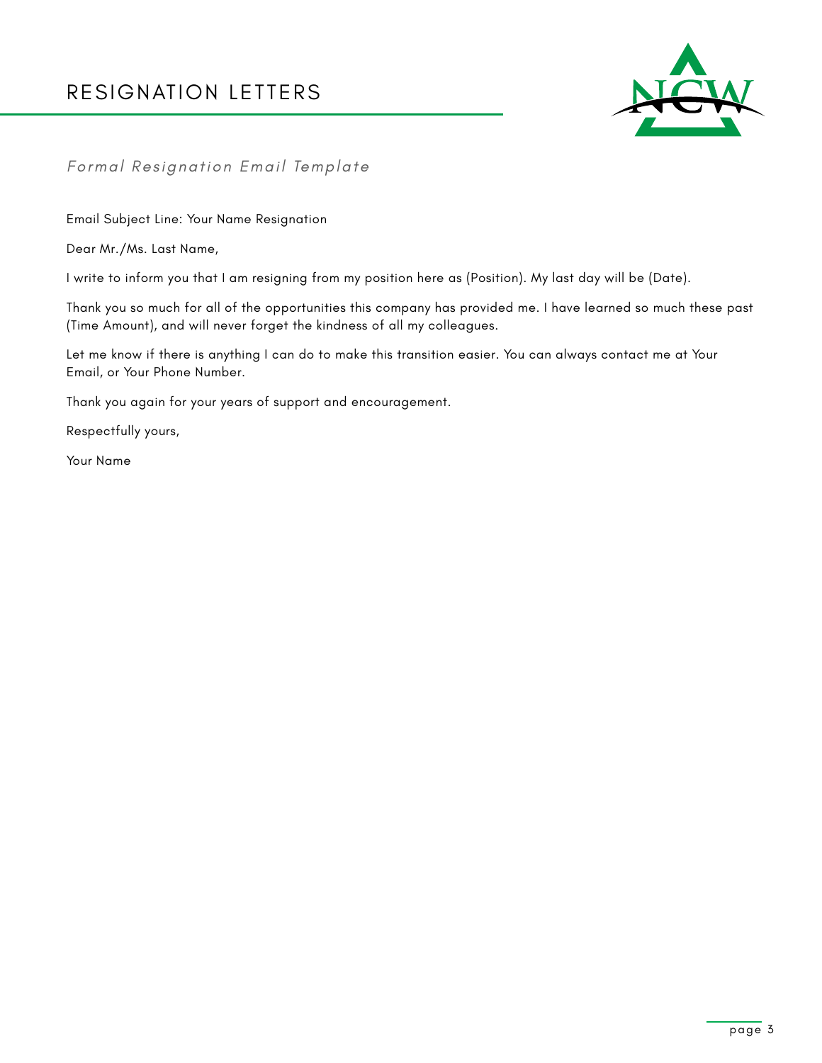# RESIGNATION LETTERS

*Formal Resignation Email Template*

Email Subject Line: Your Name Resignation

Dear Mr./Ms. Last Name,

I write to inform you that I am resigning from my position here as (Position). My last day will be (Date).

Thank you so much for all of the opportunities this company has provided me. I have learned so much these past (Time Amount), and will never forget the kindness of all my colleagues.

Let me know if there is anything I can do to make this transition easier. You can always contact me at Your Email, or Your Phone Number.

Thank you again for your years of support and encouragement.

Respectfully yours,

Your Name